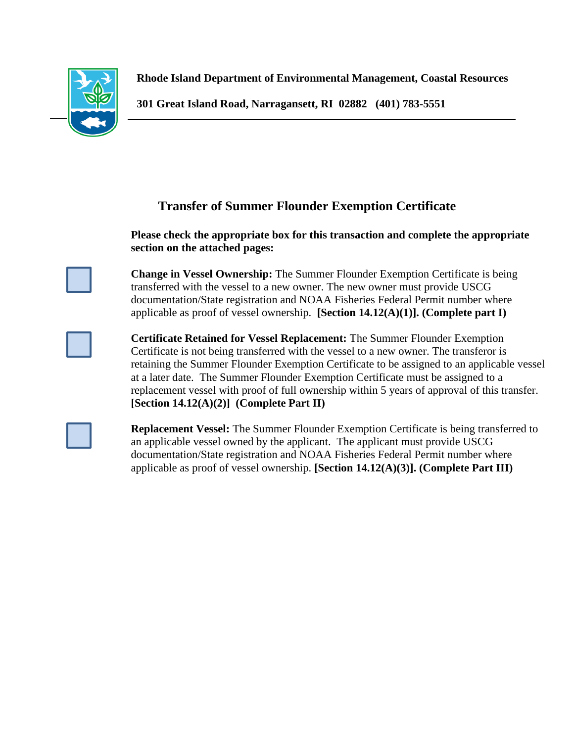**Rhode Island Department of Environmental Management, Coastal Resources**

**301 Great Island Road, Narragansett, RI 02882 (401) 783-5551**

## Transfer of Summer Flounder Exemption Certificate

**Please check the appropriate box for this transaction and complete the appropriate section on the attached pages:**

☐ **Change in Vessel Ownership:** The Summer Flounder Exemption Certificate is being transferred with the vessel to a new owner. The new owner must provide USCG documentation/State registration and NOAA Fisheries Federal Permit number where applicable as proof of vessel ownership. **[Section 14.12(A)(1)]. (Complete part I)**

☐ **Certificate Retained for Vessel Replacement:** The Summer Flounder Exemption Certificate is not being transferred with the vessel to a new owner. The transferor is retaining the Summer Flounder Exemption Certificate to be assigned to an applicable vessel at a later date. The Summer Flounder Exemption Certificate must be assigned to a replacement vessel with proof of full ownership within 5 years of approval of this transfer. **[Section 14.12(A)(2)] (Complete Part II)**

☐ **Replacement Vessel:** The Summer Flounder Exemption Certificate is being transferred to an applicable vessel owned by the applicant. The applicant must provide USCG documentation/State registration and NOAA Fisheries Federal Permit number where applicable as proof of vessel ownership. **[Section 14.12(A)(3)]. (Complete Part III)**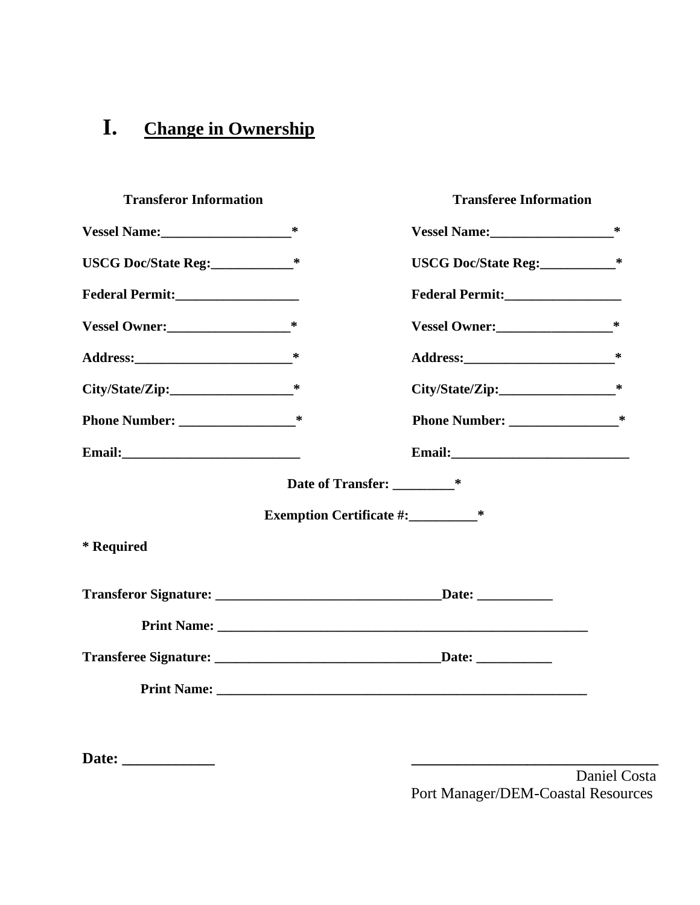## I. <u>Change in Ownership</u>

| Transferor Information | Transferee Information |
|---|---|
| Vessel Name:___________________* | Vessel Name:__________________* |
| USCG Doc/State Reg:____________* | USCG Doc/State Reg:___________* |
| Federal Permit:__________________ | Federal Permit:_________________ |
| Vessel Owner:__________________* | Vessel Owner:_________________* |
| Address:_______________________* | Address:______________________* |
| City/State/Zip:__________________* | City/State/Zip:_________________* |
| Phone Number: _________________* | Phone Number: ________________* |
| Email:___________________________ | Email:__________________________ |

**Date of Transfer: _________***

**Exemption Certificate #:__________***

**\* Required**

**Transferor Signature: _________________________________Date: ___________**

**Print Name: _______________________________________________________**

**Transferee Signature: _________________________________Date: ___________**

**Print Name: _______________________________________________________**

**Date: ____________**

_________________________________
Daniel Costa
Port Manager/DEM-Coastal Resources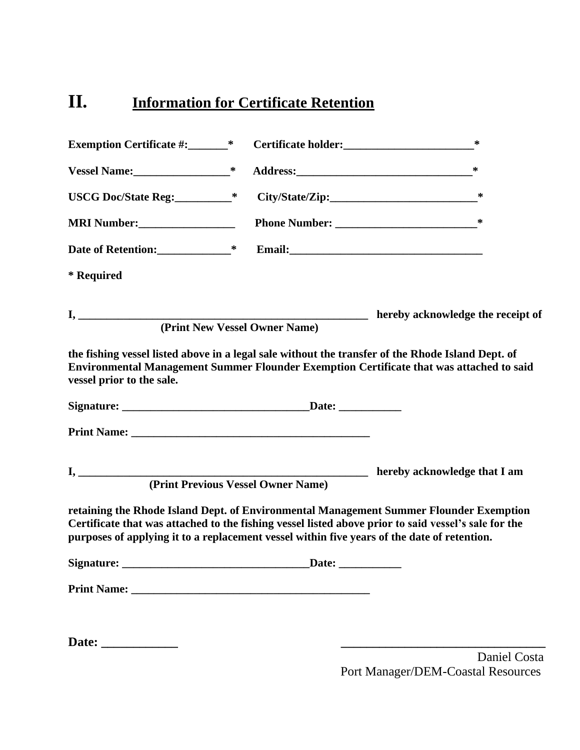## II. Information for Certificate Retention

**Exemption Certificate #:_______*** **Certificate holder:______________________***

**Vessel Name:_________________*** **Address:______________________________***

**USCG Doc/State Reg:__________*** **City/State/Zip:_________________________***

**MRI Number:_________________** **Phone Number: ________________________***

**Date of Retention:_____________*** **Email:_________________________________**

**\* Required**

**I, ____________________________________________________ hereby acknowledge the receipt of**
**(Print New Vessel Owner Name)**

**the fishing vessel listed above in a legal sale without the transfer of the Rhode Island Dept. of Environmental Management Summer Flounder Exemption Certificate that was attached to said vessel prior to the sale.**

**Signature: _________________________________Date: ___________**

**Print Name: ___________________________________________**

**I, ____________________________________________________ hereby acknowledge that I am**
**(Print Previous Vessel Owner Name)**

**retaining the Rhode Island Dept. of Environmental Management Summer Flounder Exemption Certificate that was attached to the fishing vessel listed above prior to said vessel's sale for the purposes of applying it to a replacement vessel within five years of the date of retention.**

**Signature: _________________________________Date: ___________**

**Print Name: ___________________________________________**

**Date: ____________** _________________________________

Daniel Costa
Port Manager/DEM-Coastal Resources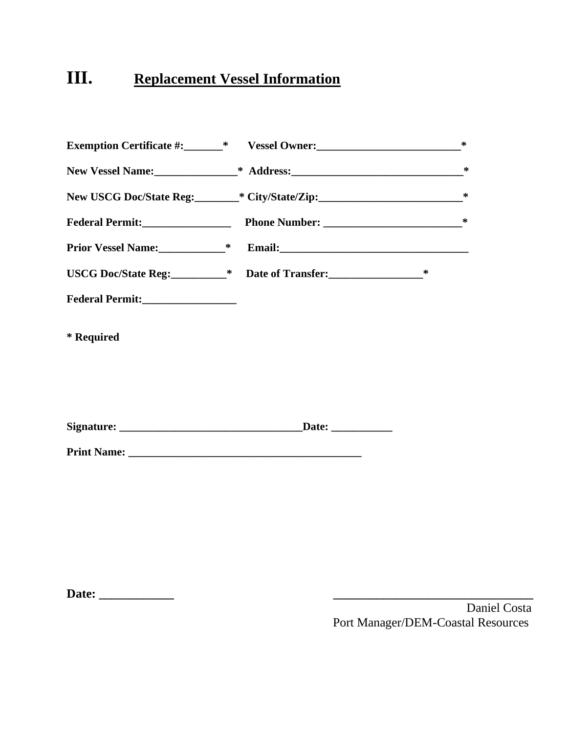# III. Replacement Vessel Information

**Exemption Certificate #:_______*** **Vessel Owner:_________________________***

**New Vessel Name:_______________*** **Address:______________________________***

**New USCG Doc/State Reg:________*** **City/State/Zip:_________________________***

**Federal Permit:________________** **Phone Number: ________________________***

**Prior Vessel Name:____________*** **Email:________________________________**

**USCG Doc/State Reg:__________*** **Date of Transfer:_________________***

**Federal Permit:_________________**

*** Required**

**Signature: ________________________________Date: ___________**

**Print Name: __________________________________________**

**Date: ____________**

________________________________
Daniel Costa
Port Manager/DEM-Coastal Resources